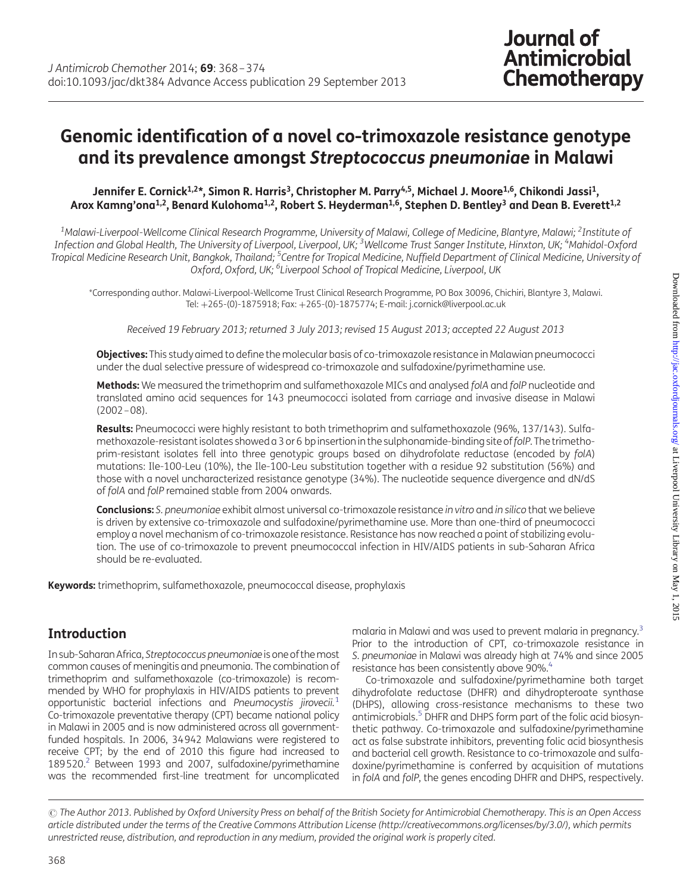# Genomic identification of a novel co-trimoxazole resistance genotype and its prevalence amongst *Streptococcus pneumoniae* in Malawi

**Jennifer E. Cornick[1,2]*, Simon R. Harris[3], Christopher M. Parry[4,5], Michael J. Moore[1,6], Chikondi Jassi[1], Arox Kamng'ona[1,2], Benard Kulohoma[1,2], Robert S. Heyderman[1,6], Stephen D. Bentley[3] and Dean B. Everett[1,2]**

[1]Malawi-Liverpool-Wellcome Clinical Research Programme, University of Malawi, College of Medicine, Blantyre, Malawi; [2]Institute of Infection and Global Health, The University of Liverpool, Liverpool, UK; [3]Wellcome Trust Sanger Institute, Hinxton, UK; [4]Mahidol-Oxford Tropical Medicine Research Unit, Bangkok, Thailand; [5]Centre for Tropical Medicine, Nuffield Department of Clinical Medicine, University of Oxford, Oxford, UK; [6]Liverpool School of Tropical Medicine, Liverpool, UK

*Corresponding author. Malawi-Liverpool-Wellcome Trust Clinical Research Programme, PO Box 30096, Chichiri, Blantyre 3, Malawi. Tel: +265-(0)-1875918; Fax: +265-(0)-1875774; E-mail: j.cornick@liverpool.ac.uk

*Received 19 February 2013; returned 3 July 2013; revised 15 August 2013; accepted 22 August 2013*

**Objectives:** This study aimed to define the molecular basis of co-trimoxazole resistance in Malawian pneumococci under the dual selective pressure of widespread co-trimoxazole and sulfadoxine/pyrimethamine use.

**Methods:** We measured the trimethoprim and sulfamethoxazole MICs and analysed *folA* and *folP* nucleotide and translated amino acid sequences for 143 pneumococci isolated from carriage and invasive disease in Malawi (2002–08).

**Results:** Pneumococci were highly resistant to both trimethoprim and sulfamethoxazole (96%, 137/143). Sulfamethoxazole-resistant isolates showed a 3 or 6 bp insertion in the sulphonamide-binding site of *folP*. The trimethoprim-resistant isolates fell into three genotypic groups based on dihydrofolate reductase (encoded by *folA*) mutations: Ile-100-Leu (10%), the Ile-100-Leu substitution together with a residue 92 substitution (56%) and those with a novel uncharacterized resistance genotype (34%). The nucleotide sequence divergence and dN/dS of *folA* and *folP* remained stable from 2004 onwards.

**Conclusions:** *S. pneumoniae* exhibit almost universal co-trimoxazole resistance *in vitro* and *in silico* that we believe is driven by extensive co-trimoxazole and sulfadoxine/pyrimethamine use. More than one-third of pneumococci employ a novel mechanism of co-trimoxazole resistance. Resistance has now reached a point of stabilizing evolution. The use of co-trimoxazole to prevent pneumococcal infection in HIV/AIDS patients in sub-Saharan Africa should be re-evaluated.

**Keywords:** trimethoprim, sulfamethoxazole, pneumococcal disease, prophylaxis

## Introduction

In sub-Saharan Africa, *Streptococcus pneumoniae* is one of the most common causes of meningitis and pneumonia. The combination of trimethoprim and sulfamethoxazole (co-trimoxazole) is recommended by WHO for prophylaxis in HIV/AIDS patients to prevent opportunistic bacterial infections and *Pneumocystis jirovecii*.[1] Co-trimoxazole preventative therapy (CPT) became national policy in Malawi in 2005 and is now administered across all government-funded hospitals. In 2006, 34942 Malawians were registered to receive CPT; by the end of 2010 this figure had increased to 189520.[2] Between 1993 and 2007, sulfadoxine/pyrimethamine was the recommended first-line treatment for uncomplicated malaria in Malawi and was used to prevent malaria in pregnancy.[3] Prior to the introduction of CPT, co-trimoxazole resistance in *S. pneumoniae* in Malawi was already high at 74% and since 2005 resistance has been consistently above 90%.[4]

Co-trimoxazole and sulfadoxine/pyrimethamine both target dihydrofolate reductase (DHFR) and dihydropteroate synthase (DHPS), allowing cross-resistance mechanisms to these two antimicrobials.[5] DHFR and DHPS form part of the folic acid biosynthetic pathway. Co-trimoxazole and sulfadoxine/pyrimethamine act as false substrate inhibitors, preventing folic acid biosynthesis and bacterial cell growth. Resistance to co-trimoxazole and sulfadoxine/pyrimethamine is conferred by acquisition of mutations in *folA* and *folP*, the genes encoding DHFR and DHPS, respectively.

© The Author 2013. Published by Oxford University Press on behalf of the British Society for Antimicrobial Chemotherapy. This is an Open Access article distributed under the terms of the Creative Commons Attribution License (http://creativecommons.org/licenses/by/3.0/), which permits unrestricted reuse, distribution, and reproduction in any medium, provided the original work is properly cited.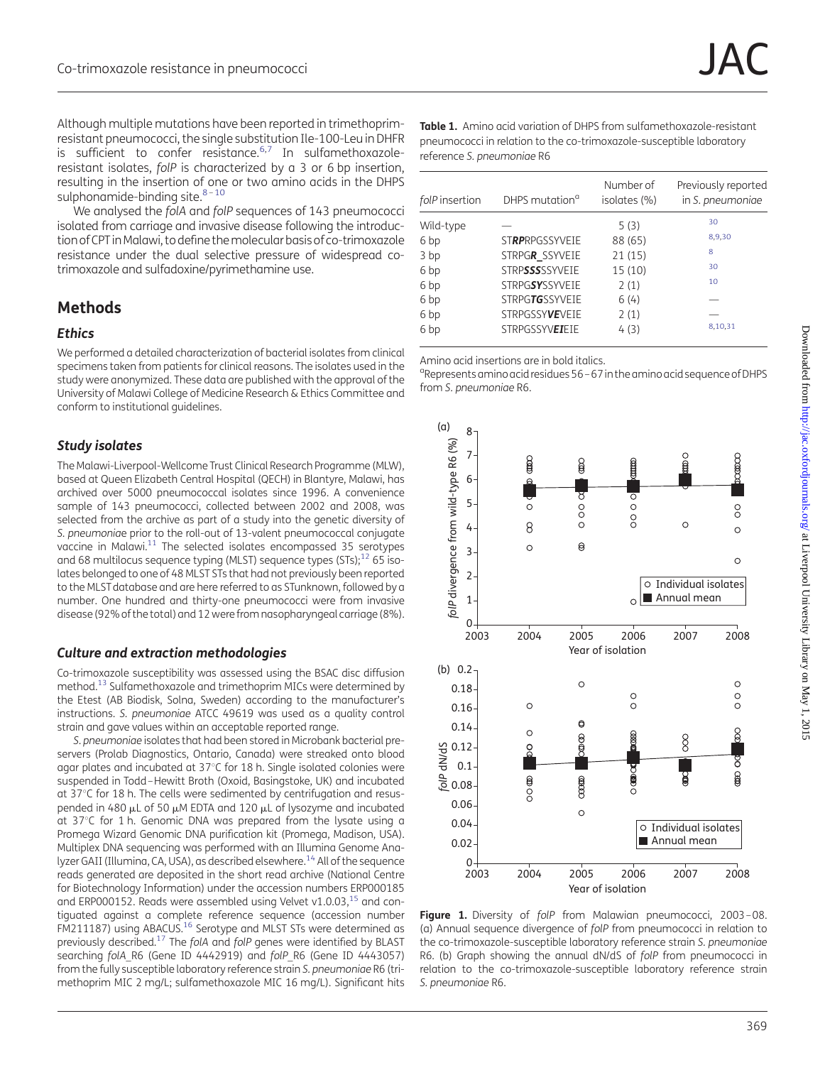Although multiple mutations have been reported in trimethoprim-resistant pneumococci, the single substitution Ile-100-Leu in DHFR is sufficient to confer resistance.[6,7] In sulfamethoxazole-resistant isolates, *folP* is characterized by a 3 or 6 bp insertion, resulting in the insertion of one or two amino acids in the DHPS sulphonamide-binding site.[8–10]

We analysed the *folA* and *folP* sequences of 143 pneumococci isolated from carriage and invasive disease following the introduction of CPT in Malawi, to define the molecular basis of co-trimoxazole resistance under the dual selective pressure of widespread co-trimoxazole and sulfadoxine/pyrimethamine use.

## Methods

### Ethics

We performed a detailed characterization of bacterial isolates from clinical specimens taken from patients for clinical reasons. The isolates used in the study were anonymized. These data are published with the approval of the University of Malawi College of Medicine Research & Ethics Committee and conform to institutional guidelines.

### Study isolates

The Malawi-Liverpool-Wellcome Trust Clinical Research Programme (MLW), based at Queen Elizabeth Central Hospital (QECH) in Blantyre, Malawi, has archived over 5000 pneumococcal isolates since 1996. A convenience sample of 143 pneumococci, collected between 2002 and 2008, was selected from the archive as part of a study into the genetic diversity of *S. pneumoniae* prior to the roll-out of 13-valent pneumococcal conjugate vaccine in Malawi.[11] The selected isolates encompassed 35 serotypes and 68 multilocus sequence typing (MLST) sequence types (STs);[12] 65 isolates belonged to one of 48 MLST STs that had not previously been reported to the MLST database and are here referred to as STunknown, followed by a number. One hundred and thirty-one pneumococci were from invasive disease (92% of the total) and 12 were from nasopharyngeal carriage (8%).

### Culture and extraction methodologies

Co-trimoxazole susceptibility was assessed using the BSAC disc diffusion method.[13] Sulfamethoxazole and trimethoprim MICs were determined by the Etest (AB Biodisk, Solna, Sweden) according to the manufacturer's instructions. *S. pneumoniae* ATCC 49619 was used as a quality control strain and gave values within an acceptable reported range.

*S. pneumoniae* isolates that had been stored in Microbank bacterial preservers (Prolab Diagnostics, Ontario, Canada) were streaked onto blood agar plates and incubated at 37°C for 18 h. Single isolated colonies were suspended in Todd–Hewitt Broth (Oxoid, Basingstoke, UK) and incubated at 37°C for 18 h. The cells were sedimented by centrifugation and resuspended in 480 μL of 50 μM EDTA and 120 μL of lysozyme and incubated at 37°C for 1 h. Genomic DNA was prepared from the lysate using a Promega Wizard Genomic DNA purification kit (Promega, Madison, USA). Multiplex DNA sequencing was performed with an Illumina Genome Analyzer GAII (Illumina, CA, USA), as described elsewhere.[14] All of the sequence reads generated are deposited in the short read archive (National Centre for Biotechnology Information) under the accession numbers ERP000185 and ERP000152. Reads were assembled using Velvet v1.0.03,[15] and contiguated against a complete reference sequence (accession number FM211187) using ABACUS.[16] Serotype and MLST STs were determined as previously described.[17] The *folA* and *folP* genes were identified by BLAST searching *folA*_R6 (Gene ID 4442919) and *folP*_R6 (Gene ID 4443057) from the fully susceptible laboratory reference strain *S. pneumoniae* R6 (trimethoprim MIC 2 mg/L; sulfamethoxazole MIC 16 mg/L). Significant hits

**Table 1.** Amino acid variation of DHPS from sulfamethoxazole-resistant pneumococci in relation to the co-trimoxazole-susceptible laboratory reference *S. pneumoniae* R6

| *folP* insertion | DHPS mutation[a] | Number of isolates (%) | Previously reported in *S. pneumoniae* |
|---|---|---|---|
| Wild-type | — | 5 (3) | 30 |
| 6 bp | ST***RP***RPGSSYVEIE | 88 (65) | 8,9,30 |
| 3 bp | STRPG***R***_SSYVEIE | 21 (15) | 8 |
| 6 bp | STRP***SSS***SSYVEIE | 15 (10) | 30 |
| 6 bp | STRPG***SY***SSYVEIE | 2 (1) | 10 |
| 6 bp | STRPG***TG***SSYVEIE | 6 (4) | — |
| 6 bp | STRPGSSY***VE***VEIE | 2 (1) | — |
| 6 bp | STRPGSSYV***EI***EIE | 4 (3) | 8,10,31 |

Amino acid insertions are in bold italics.
[a]Represents amino acid residues 56–67 in the amino acid sequence of DHPS from *S. pneumoniae* R6.

**Figure 1.** Diversity of *folP* from Malawian pneumococci, 2003–08. (a) Annual sequence divergence of *folP* from pneumococci in relation to the co-trimoxazole-susceptible laboratory reference strain *S. pneumoniae* R6. (b) Graph showing the annual dN/dS of *folP* from pneumococci in relation to the co-trimoxazole-susceptible laboratory reference strain *S. pneumoniae* R6.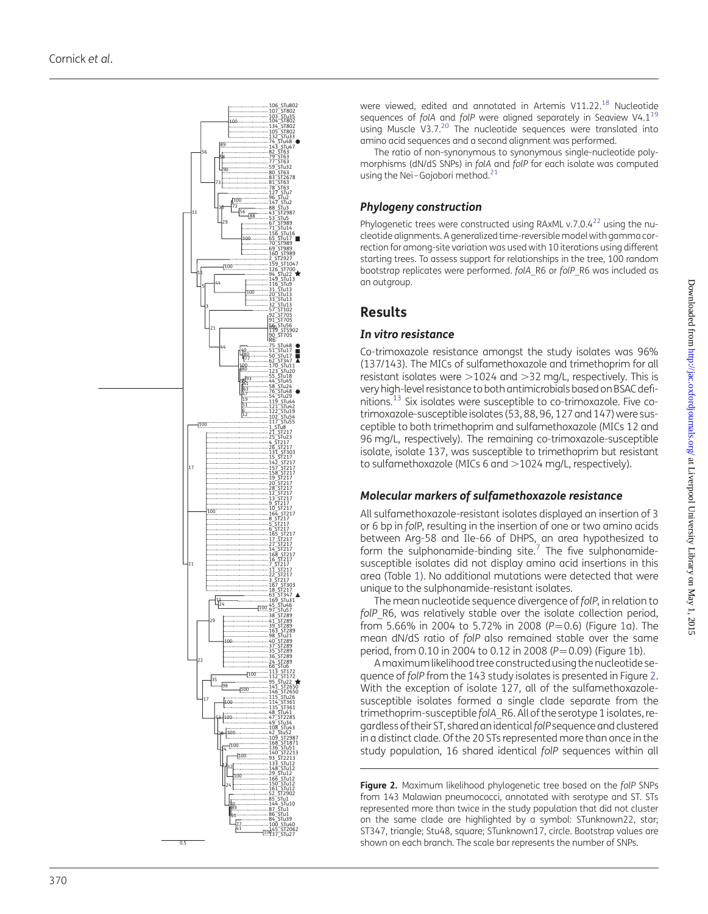were viewed, edited and annotated in Artemis V11.22.[18] Nucleotide sequences of *folA* and *folP* were aligned separately in Seaview V4.1[19] using Muscle V3.7.[20] The nucleotide sequences were translated into amino acid sequences and a second alignment was performed.

The ratio of non-synonymous to synonymous single-nucleotide polymorphisms (dN/dS SNPs) in *folA* and *folP* for each isolate was computed using the Nei–Gojobori method.[21]

### Phylogeny construction

Phylogenetic trees were constructed using RAxML v.7.0.4[22] using the nucleotide alignments. A generalized time-reversible model with gamma correction for among-site variation was used with 10 iterations using different starting trees. To assess support for relationships in the tree, 100 random bootstrap replicates were performed. *folA*_R6 or *folP*_R6 was included as an outgroup.

## Results

### In vitro resistance

Co-trimoxazole resistance amongst the study isolates was 96% (137/143). The MICs of sulfamethoxazole and trimethoprim for all resistant isolates were >1024 and >32 mg/L, respectively. This is very high-level resistance to both antimicrobials based on BSAC definitions.[13] Six isolates were susceptible to co-trimoxazole. Five co-trimoxazole-susceptible isolates (53, 88, 96, 127 and 147) were susceptible to both trimethoprim and sulfamethoxazole (MICs 12 and 96 mg/L, respectively). The remaining co-trimoxazole-susceptible isolate, isolate 137, was susceptible to trimethoprim but resistant to sulfamethoxazole (MICs 6 and >1024 mg/L, respectively).

### Molecular markers of sulfamethoxazole resistance

All sulfamethoxazole-resistant isolates displayed an insertion of 3 or 6 bp in *folP*, resulting in the insertion of one or two amino acids between Arg-58 and Ile-66 of DHPS, an area hypothesized to form the sulphonamide-binding site.[7] The five sulphonamide-susceptible isolates did not display amino acid insertions in this area (Table 1). No additional mutations were detected that were unique to the sulphonamide-resistant isolates.

The mean nucleotide sequence divergence of *folP*, in relation to *folP*_R6, was relatively stable over the isolate collection period, from 5.66% in 2004 to 5.72% in 2008 ($P=0.6$) (Figure 1a). The mean dN/dS ratio of *folP* also remained stable over the same period, from 0.10 in 2004 to 0.12 in 2008 ($P=0.09$) (Figure 1b).

A maximum likelihood tree constructed using the nucleotide sequence of *folP* from the 143 study isolates is presented in Figure 2. With the exception of isolate 127, all of the sulfamethoxazole-susceptible isolates formed a single clade separate from the trimethoprim-susceptible *folA*_R6. All of the serotype 1 isolates, regardless of their ST, shared an identical *folP* sequence and clustered in a distinct clade. Of the 20 STs represented more than once in the study population, 16 shared identical *folP* sequences within all

**Figure 2.** Maximum likelihood phylogenetic tree based on the *folP* SNPs from 143 Malawian pneumococci, annotated with serotype and ST. STs represented more than twice in the study population that did not cluster on the same clade are highlighted by a symbol: STunknown22, star; ST347, triangle; Stu48, square; STunknown17, circle. Bootstrap values are shown on each branch. The scale bar represents the number of SNPs.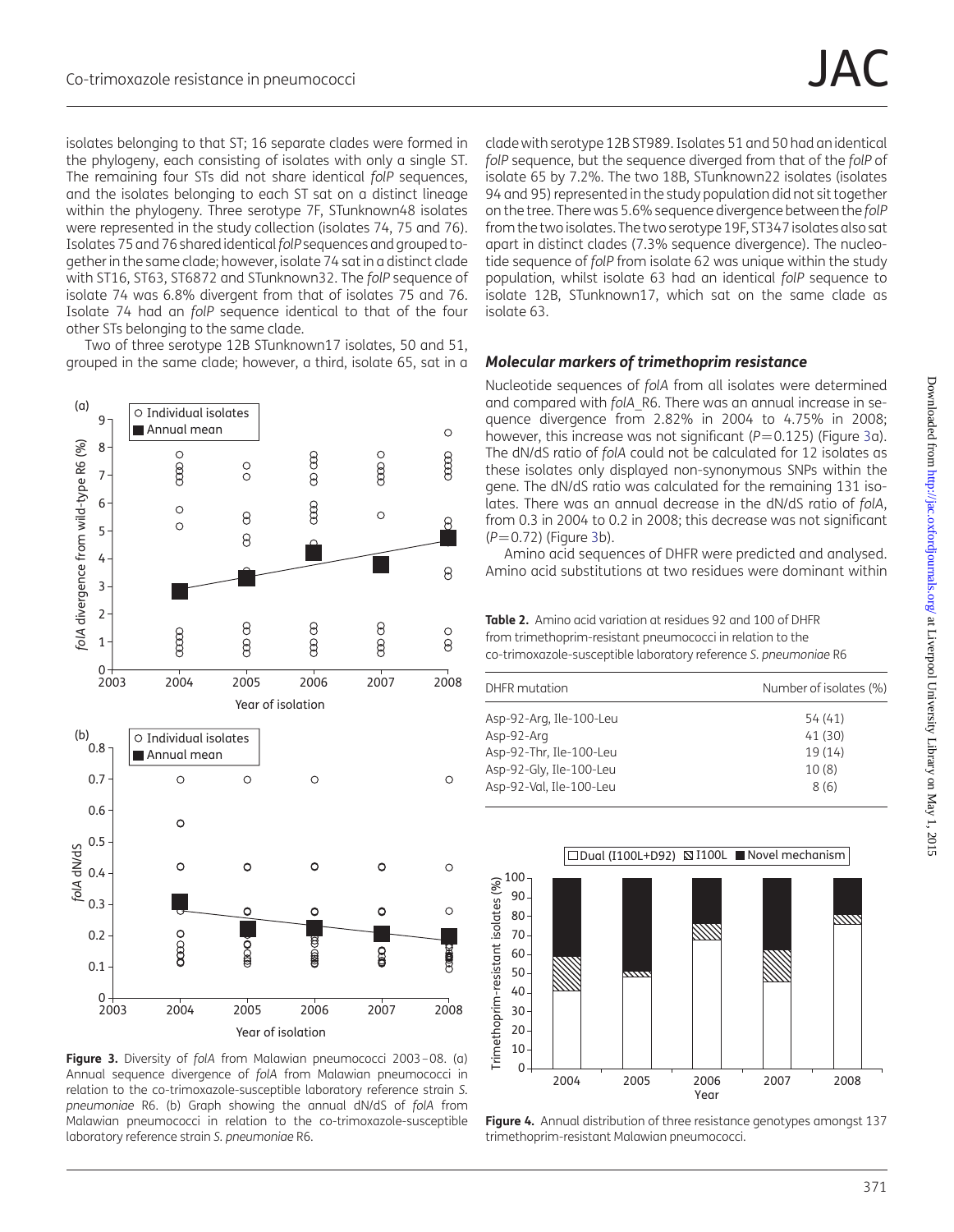isolates belonging to that ST; 16 separate clades were formed in the phylogeny, each consisting of isolates with only a single ST. The remaining four STs did not share identical *folP* sequences, and the isolates belonging to each ST sat on a distinct lineage within the phylogeny. Three serotype 7F, STunknown48 isolates were represented in the study collection (isolates 74, 75 and 76). Isolates 75 and 76 shared identical *folP* sequences and grouped together in the same clade; however, isolate 74 sat in a distinct clade with ST16, ST63, ST6872 and STunknown32. The *folP* sequence of isolate 74 was 6.8% divergent from that of isolates 75 and 76. Isolate 74 had an *folP* sequence identical to that of the four other STs belonging to the same clade.

Two of three serotype 12B STunknown17 isolates, 50 and 51, grouped in the same clade; however, a third, isolate 65, sat in a clade with serotype 12B ST989. Isolates 51 and 50 had an identical *folP* sequence, but the sequence diverged from that of the *folP* of isolate 65 by 7.2%. The two 18B, STunknown22 isolates (isolates 94 and 95) represented in the study population did not sit together on the tree. There was 5.6% sequence divergence between the *folP* from the two isolates. The two serotype 19F, ST347 isolates also sat apart in distinct clades (7.3% sequence divergence). The nucleotide sequence of *folP* from isolate 62 was unique within the study population, whilst isolate 63 had an identical *folP* sequence to isolate 12B, STunknown17, which sat on the same clade as isolate 63.

**Figure 3.** Diversity of *folA* from Malawian pneumococci 2003–08. (a) Annual sequence divergence of *folA* from Malawian pneumococci in relation to the co-trimoxazole-susceptible laboratory reference strain *S. pneumoniae* R6. (b) Graph showing the annual dN/dS of *folA* from Malawian pneumococci in relation to the co-trimoxazole-susceptible laboratory reference strain *S. pneumoniae* R6.

### *Molecular markers of trimethoprim resistance*

Nucleotide sequences of *folA* from all isolates were determined and compared with *folA*_R6. There was an annual increase in sequence divergence from 2.82% in 2004 to 4.75% in 2008; however, this increase was not significant ($P=0.125$) (Figure 3a). The dN/dS ratio of *folA* could not be calculated for 12 isolates as these isolates only displayed non-synonymous SNPs within the gene. The dN/dS ratio was calculated for the remaining 131 isolates. There was an annual decrease in the dN/dS ratio of *folA*, from 0.3 in 2004 to 0.2 in 2008; this decrease was not significant ($P=0.72$) (Figure 3b).

Amino acid sequences of DHFR were predicted and analysed. Amino acid substitutions at two residues were dominant within

**Table 2.** Amino acid variation at residues 92 and 100 of DHFR from trimethoprim-resistant pneumococci in relation to the co-trimoxazole-susceptible laboratory reference *S. pneumoniae* R6

| DHFR mutation | Number of isolates (%) |
|---|---|
| Asp-92-Arg, Ile-100-Leu | 54 (41) |
| Asp-92-Arg | 41 (30) |
| Asp-92-Thr, Ile-100-Leu | 19 (14) |
| Asp-92-Gly, Ile-100-Leu | 10 (8) |
| Asp-92-Val, Ile-100-Leu | 8 (6) |

**Figure 4.** Annual distribution of three resistance genotypes amongst 137 trimethoprim-resistant Malawian pneumococci.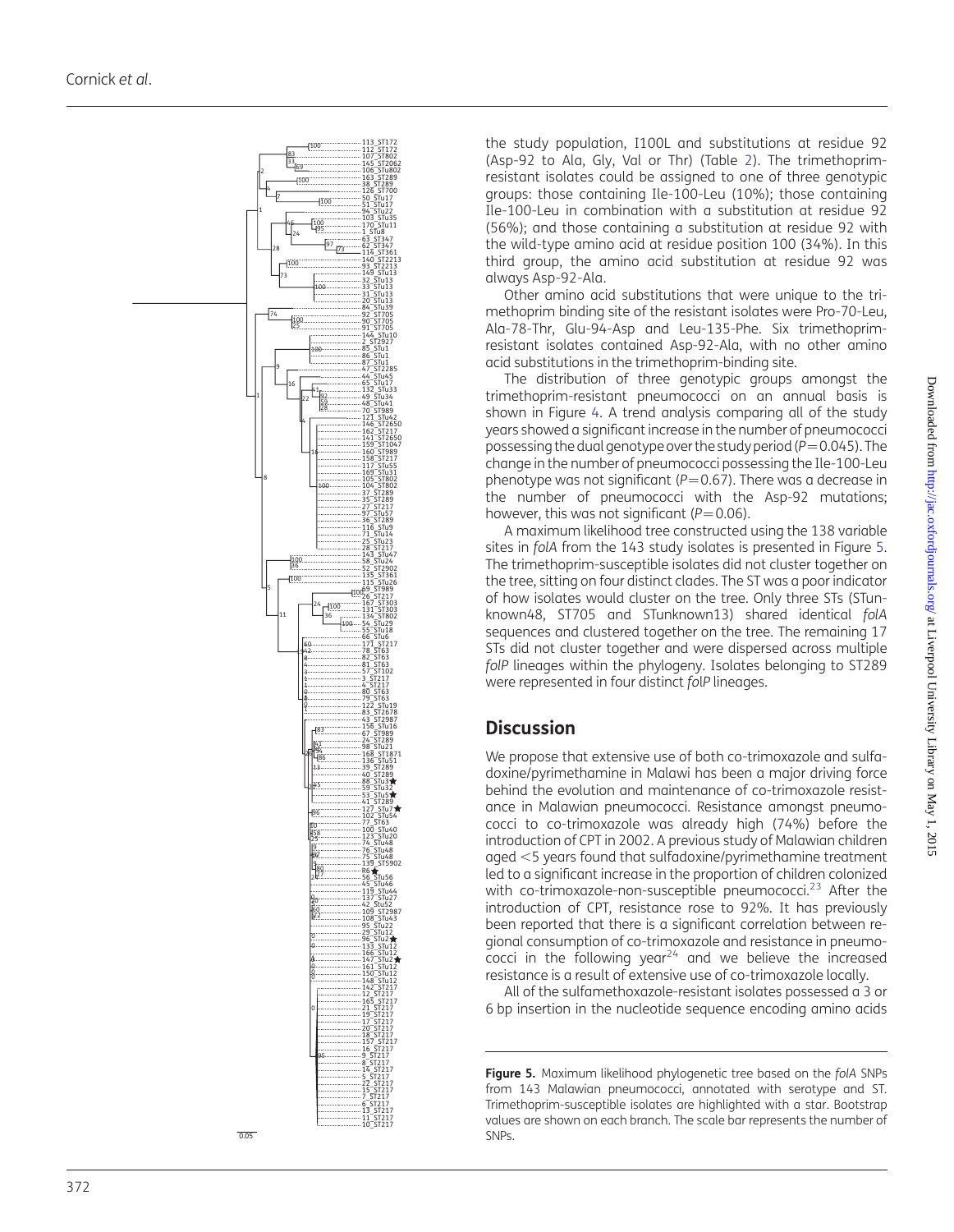the study population, I100L and substitutions at residue 92 (Asp-92 to Ala, Gly, Val or Thr) (Table 2). The trimethoprim-resistant isolates could be assigned to one of three genotypic groups: those containing Ile-100-Leu (10%); those containing Ile-100-Leu in combination with a substitution at residue 92 (56%); and those containing a substitution at residue 92 with the wild-type amino acid at residue position 100 (34%). In this third group, the amino acid substitution at residue 92 was always Asp-92-Ala.

Other amino acid substitutions that were unique to the trimethoprim binding site of the resistant isolates were Pro-70-Leu, Ala-78-Thr, Glu-94-Asp and Leu-135-Phe. Six trimethoprim-resistant isolates contained Asp-92-Ala, with no other amino acid substitutions in the trimethoprim-binding site.

The distribution of three genotypic groups amongst the trimethoprim-resistant pneumococci on an annual basis is shown in Figure 4. A trend analysis comparing all of the study years showed a significant increase in the number of pneumococci possessing the dual genotype over the study period ($P=0.045$). The change in the number of pneumococci possessing the Ile-100-Leu phenotype was not significant ($P=0.67$). There was a decrease in the number of pneumococci with the Asp-92 mutations; however, this was not significant ($P=0.06$).

A maximum likelihood tree constructed using the 138 variable sites in *folA* from the 143 study isolates is presented in Figure 5. The trimethoprim-susceptible isolates did not cluster together on the tree, sitting on four distinct clades. The ST was a poor indicator of how isolates would cluster on the tree. Only three STs (STunknown48, ST705 and STunknown13) shared identical *folA* sequences and clustered together on the tree. The remaining 17 STs did not cluster together and were dispersed across multiple *folP* lineages within the phylogeny. Isolates belonging to ST289 were represented in four distinct *folP* lineages.

**Figure 5.** Maximum likelihood phylogenetic tree based on the *folA* SNPs from 143 Malawian pneumococci, annotated with serotype and ST. Trimethoprim-susceptible isolates are highlighted with a star. Bootstrap values are shown on each branch. The scale bar represents the number of SNPs.

## Discussion

We propose that extensive use of both co-trimoxazole and sulfadoxine/pyrimethamine in Malawi has been a major driving force behind the evolution and maintenance of co-trimoxazole resistance in Malawian pneumococci. Resistance amongst pneumococci to co-trimoxazole was already high (74%) before the introduction of CPT in 2002. A previous study of Malawian children aged <5 years found that sulfadoxine/pyrimethamine treatment led to a significant increase in the proportion of children colonized with co-trimoxazole-non-susceptible pneumococci.[23] After the introduction of CPT, resistance rose to 92%. It has previously been reported that there is a significant correlation between regional consumption of co-trimoxazole and resistance in pneumococci in the following year[24] and we believe the increased resistance is a result of extensive use of co-trimoxazole locally.

All of the sulfamethoxazole-resistant isolates possessed a 3 or 6 bp insertion in the nucleotide sequence encoding amino acids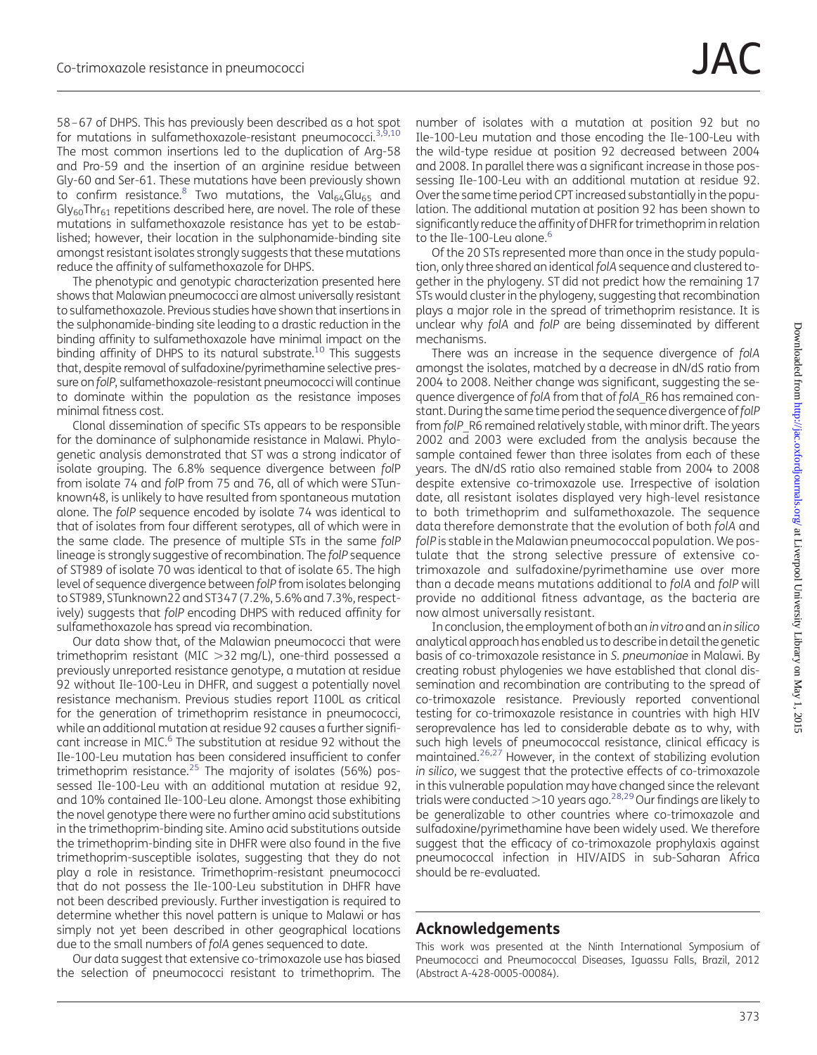58–67 of DHPS. This has previously been described as a hot spot for mutations in sulfamethoxazole-resistant pneumococci.[3,9,10] The most common insertions led to the duplication of Arg-58 and Pro-59 and the insertion of an arginine residue between Gly-60 and Ser-61. These mutations have been previously shown to confirm resistance.[8] Two mutations, the $Val_{64}Glu_{65}$ and $Gly_{60}Thr_{61}$ repetitions described here, are novel. The role of these mutations in sulfamethoxazole resistance has yet to be established; however, their location in the sulphonamide-binding site amongst resistant isolates strongly suggests that these mutations reduce the affinity of sulfamethoxazole for DHPS.

The phenotypic and genotypic characterization presented here shows that Malawian pneumococci are almost universally resistant to sulfamethoxazole. Previous studies have shown that insertions in the sulphonamide-binding site leading to a drastic reduction in the binding affinity to sulfamethoxazole have minimal impact on the binding affinity of DHPS to its natural substrate.[10] This suggests that, despite removal of sulfadoxine/pyrimethamine selective pressure on *folP*, sulfamethoxazole-resistant pneumococci will continue to dominate within the population as the resistance imposes minimal fitness cost.

Clonal dissemination of specific STs appears to be responsible for the dominance of sulphonamide resistance in Malawi. Phylogenetic analysis demonstrated that ST was a strong indicator of isolate grouping. The 6.8% sequence divergence between *folP* from isolate 74 and *folP* from 75 and 76, all of which were STunknown48, is unlikely to have resulted from spontaneous mutation alone. The *folP* sequence encoded by isolate 74 was identical to that of isolates from four different serotypes, all of which were in the same clade. The presence of multiple STs in the same *folP* lineage is strongly suggestive of recombination. The *folP* sequence of ST989 of isolate 70 was identical to that of isolate 65. The high level of sequence divergence between *folP* from isolates belonging to ST989, STunknown22 and ST347 (7.2%, 5.6% and 7.3%, respectively) suggests that *folP* encoding DHPS with reduced affinity for sulfamethoxazole has spread via recombination.

Our data show that, of the Malawian pneumococci that were trimethoprim resistant (MIC >32 mg/L), one-third possessed a previously unreported resistance genotype, a mutation at residue 92 without Ile-100-Leu in DHFR, and suggest a potentially novel resistance mechanism. Previous studies report I100L as critical for the generation of trimethoprim resistance in pneumococci, while an additional mutation at residue 92 causes a further significant increase in MIC.[6] The substitution at residue 92 without the Ile-100-Leu mutation has been considered insufficient to confer trimethoprim resistance.[25] The majority of isolates (56%) possessed Ile-100-Leu with an additional mutation at residue 92, and 10% contained Ile-100-Leu alone. Amongst those exhibiting the novel genotype there were no further amino acid substitutions in the trimethoprim-binding site. Amino acid substitutions outside the trimethoprim-binding site in DHFR were also found in the five trimethoprim-susceptible isolates, suggesting that they do not play a role in resistance. Trimethoprim-resistant pneumococci that do not possess the Ile-100-Leu substitution in DHFR have not been described previously. Further investigation is required to determine whether this novel pattern is unique to Malawi or has simply not yet been described in other geographical locations due to the small numbers of *folA* genes sequenced to date.

Our data suggest that extensive co-trimoxazole use has biased the selection of pneumococci resistant to trimethoprim. The number of isolates with a mutation at position 92 but no Ile-100-Leu mutation and those encoding the Ile-100-Leu with the wild-type residue at position 92 decreased between 2004 and 2008. In parallel there was a significant increase in those possessing Ile-100-Leu with an additional mutation at residue 92. Over the same time period CPT increased substantially in the population. The additional mutation at position 92 has been shown to significantly reduce the affinity of DHFR for trimethoprim in relation to the Ile-100-Leu alone.[6]

Of the 20 STs represented more than once in the study population, only three shared an identical *folA* sequence and clustered together in the phylogeny. ST did not predict how the remaining 17 STs would cluster in the phylogeny, suggesting that recombination plays a major role in the spread of trimethoprim resistance. It is unclear why *folA* and *folP* are being disseminated by different mechanisms.

There was an increase in the sequence divergence of *folA* amongst the isolates, matched by a decrease in dN/dS ratio from 2004 to 2008. Neither change was significant, suggesting the sequence divergence of *folA* from that of *folA*_R6 has remained constant. During the same time period the sequence divergence of *folP* from *folP*_R6 remained relatively stable, with minor drift. The years 2002 and 2003 were excluded from the analysis because the sample contained fewer than three isolates from each of these years. The dN/dS ratio also remained stable from 2004 to 2008 despite extensive co-trimoxazole use. Irrespective of isolation date, all resistant isolates displayed very high-level resistance to both trimethoprim and sulfamethoxazole. The sequence data therefore demonstrate that the evolution of both *folA* and *folP* is stable in the Malawian pneumococcal population. We postulate that the strong selective pressure of extensive co-trimoxazole and sulfadoxine/pyrimethamine use over more than a decade means mutations additional to *folA* and *folP* will provide no additional fitness advantage, as the bacteria are now almost universally resistant.

In conclusion, the employment of both an *in vitro* and an *in silico* analytical approach has enabled us to describe in detail the genetic basis of co-trimoxazole resistance in *S. pneumoniae* in Malawi. By creating robust phylogenies we have established that clonal dissemination and recombination are contributing to the spread of co-trimoxazole resistance. Previously reported conventional testing for co-trimoxazole resistance in countries with high HIV seroprevalence has led to considerable debate as to why, with such high levels of pneumococcal resistance, clinical efficacy is maintained.[26,27] However, in the context of stabilizing evolution *in silico*, we suggest that the protective effects of co-trimoxazole in this vulnerable population may have changed since the relevant trials were conducted >10 years ago.[28,29] Our findings are likely to be generalizable to other countries where co-trimoxazole and sulfadoxine/pyrimethamine have been widely used. We therefore suggest that the efficacy of co-trimoxazole prophylaxis against pneumococcal infection in HIV/AIDS in sub-Saharan Africa should be re-evaluated.

## Acknowledgements

This work was presented at the Ninth International Symposium of Pneumococci and Pneumococcal Diseases, Iguassu Falls, Brazil, 2012 (Abstract A-428-0005-00084).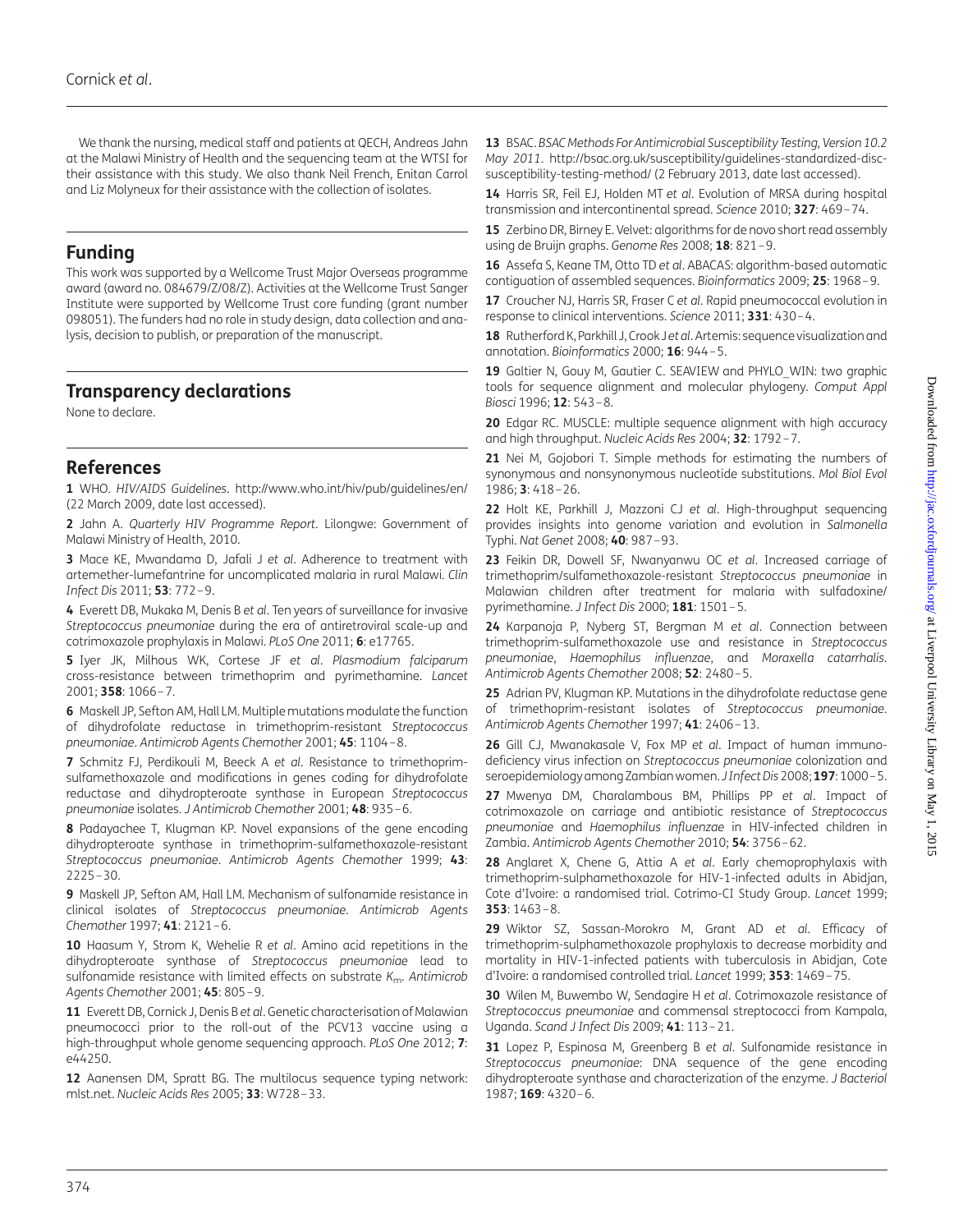We thank the nursing, medical staff and patients at QECH, Andreas Jahn at the Malawi Ministry of Health and the sequencing team at the WTSI for their assistance with this study. We also thank Neil French, Enitan Carrol and Liz Molyneux for their assistance with the collection of isolates.

## Funding

This work was supported by a Wellcome Trust Major Overseas programme award (award no. 084679/Z/08/Z). Activities at the Wellcome Trust Sanger Institute were supported by Wellcome Trust core funding (grant number 098051). The funders had no role in study design, data collection and analysis, decision to publish, or preparation of the manuscript.

## Transparency declarations

None to declare.

## References

**1** WHO. *HIV/AIDS Guidelines*. http://www.who.int/hiv/pub/guidelines/en/ (22 March 2009, date last accessed).

**2** Jahn A. *Quarterly HIV Programme Report*. Lilongwe: Government of Malawi Ministry of Health, 2010.

**3** Mace KE, Mwandama D, Jafali J *et al*. Adherence to treatment with artemether-lumefantrine for uncomplicated malaria in rural Malawi. *Clin Infect Dis* 2011; **53**: 772–9.

**4** Everett DB, Mukaka M, Denis B *et al*. Ten years of surveillance for invasive *Streptococcus pneumoniae* during the era of antiretroviral scale-up and cotrimoxazole prophylaxis in Malawi. *PLoS One* 2011; **6**: e17765.

**5** Iyer JK, Milhous WK, Cortese JF *et al*. *Plasmodium falciparum* cross-resistance between trimethoprim and pyrimethamine. *Lancet* 2001; **358**: 1066–7.

**6** Maskell JP, Sefton AM, Hall LM. Multiple mutations modulate the function of dihydrofolate reductase in trimethoprim-resistant *Streptococcus pneumoniae*. *Antimicrob Agents Chemother* 2001; **45**: 1104–8.

**7** Schmitz FJ, Perdikouli M, Beeck A *et al*. Resistance to trimethoprim-sulfamethoxazole and modifications in genes coding for dihydrofolate reductase and dihydropteroate synthase in European *Streptococcus pneumoniae* isolates. *J Antimicrob Chemother* 2001; **48**: 935–6.

**8** Padayachee T, Klugman KP. Novel expansions of the gene encoding dihydropteroate synthase in trimethoprim-sulfamethoxazole-resistant *Streptococcus pneumoniae*. *Antimicrob Agents Chemother* 1999; **43**: 2225–30.

**9** Maskell JP, Sefton AM, Hall LM. Mechanism of sulfonamide resistance in clinical isolates of *Streptococcus pneumoniae*. *Antimicrob Agents Chemother* 1997; **41**: 2121–6.

**10** Haasum Y, Strom K, Wehelie R *et al*. Amino acid repetitions in the dihydropteroate synthase of *Streptococcus pneumoniae* lead to sulfonamide resistance with limited effects on substrate $K_m$. *Antimicrob Agents Chemother* 2001; **45**: 805–9.

**11** Everett DB, Cornick J, Denis B *et al*. Genetic characterisation of Malawian pneumococci prior to the roll-out of the PCV13 vaccine using a high-throughput whole genome sequencing approach. *PLoS One* 2012; **7**: e44250.

**12** Aanensen DM, Spratt BG. The multilocus sequence typing network: mlst.net. *Nucleic Acids Res* 2005; **33**: W728–33.

**13** BSAC. *BSAC Methods For Antimicrobial Susceptibility Testing, Version 10.2 May 2011*. http://bsac.org.uk/susceptibility/guidelines-standardized-disc-susceptibility-testing-method/ (2 February 2013, date last accessed).

**14** Harris SR, Feil EJ, Holden MT *et al*. Evolution of MRSA during hospital transmission and intercontinental spread. *Science* 2010; **327**: 469–74.

**15** Zerbino DR, Birney E. Velvet: algorithms for de novo short read assembly using de Bruijn graphs. *Genome Res* 2008; **18**: 821–9.

**16** Assefa S, Keane TM, Otto TD *et al*. ABACAS: algorithm-based automatic contiguation of assembled sequences. *Bioinformatics* 2009; **25**: 1968–9.

**17** Croucher NJ, Harris SR, Fraser C *et al*. Rapid pneumococcal evolution in response to clinical interventions. *Science* 2011; **331**: 430–4.

**18** Rutherford K, Parkhill J, Crook J *et al*. Artemis: sequence visualization and annotation. *Bioinformatics* 2000; **16**: 944–5.

**19** Galtier N, Gouy M, Gautier C. SEAVIEW and PHYLO_WIN: two graphic tools for sequence alignment and molecular phylogeny. *Comput Appl Biosci* 1996; **12**: 543–8.

**20** Edgar RC. MUSCLE: multiple sequence alignment with high accuracy and high throughput. *Nucleic Acids Res* 2004; **32**: 1792–7.

**21** Nei M, Gojobori T. Simple methods for estimating the numbers of synonymous and nonsynonymous nucleotide substitutions. *Mol Biol Evol* 1986; **3**: 418–26.

**22** Holt KE, Parkhill J, Mazzoni CJ *et al*. High-throughput sequencing provides insights into genome variation and evolution in *Salmonella* Typhi. *Nat Genet* 2008; **40**: 987–93.

**23** Feikin DR, Dowell SF, Nwanyanwu OC *et al*. Increased carriage of trimethoprim/sulfamethoxazole-resistant *Streptococcus pneumoniae* in Malawian children after treatment for malaria with sulfadoxine/pyrimethamine. *J Infect Dis* 2000; **181**: 1501–5.

**24** Karpanoja P, Nyberg ST, Bergman M *et al*. Connection between trimethoprim-sulfamethoxazole use and resistance in *Streptococcus pneumoniae*, *Haemophilus influenzae*, and *Moraxella catarrhalis*. *Antimicrob Agents Chemother* 2008; **52**: 2480–5.

**25** Adrian PV, Klugman KP. Mutations in the dihydrofolate reductase gene of trimethoprim-resistant isolates of *Streptococcus pneumoniae*. *Antimicrob Agents Chemother* 1997; **41**: 2406–13.

**26** Gill CJ, Mwanakasale V, Fox MP *et al*. Impact of human immunodeficiency virus infection on *Streptococcus pneumoniae* colonization and seroepidemiology among Zambian women. *J Infect Dis* 2008; **197**: 1000–5.

**27** Mwenya DM, Charalambous BM, Phillips PP *et al*. Impact of cotrimoxazole on carriage and antibiotic resistance of *Streptococcus pneumoniae* and *Haemophilus influenzae* in HIV-infected children in Zambia. *Antimicrob Agents Chemother* 2010; **54**: 3756–62.

**28** Anglaret X, Chene G, Attia A *et al*. Early chemoprophylaxis with trimethoprim-sulphamethoxazole for HIV-1-infected adults in Abidjan, Cote d'Ivoire: a randomised trial. Cotrimo-CI Study Group. *Lancet* 1999; **353**: 1463–8.

**29** Wiktor SZ, Sassan-Morokro M, Grant AD *et al*. Efficacy of trimethoprim-sulphamethoxazole prophylaxis to decrease morbidity and mortality in HIV-1-infected patients with tuberculosis in Abidjan, Cote d'Ivoire: a randomised controlled trial. *Lancet* 1999; **353**: 1469–75.

**30** Wilen M, Buwembo W, Sendagire H *et al*. Cotrimoxazole resistance of *Streptococcus pneumoniae* and commensal streptococci from Kampala, Uganda. *Scand J Infect Dis* 2009; **41**: 113–21.

**31** Lopez P, Espinosa M, Greenberg B *et al*. Sulfonamide resistance in *Streptococcus pneumoniae*: DNA sequence of the gene encoding dihydropteroate synthase and characterization of the enzyme. *J Bacteriol* 1987; **169**: 4320–6.